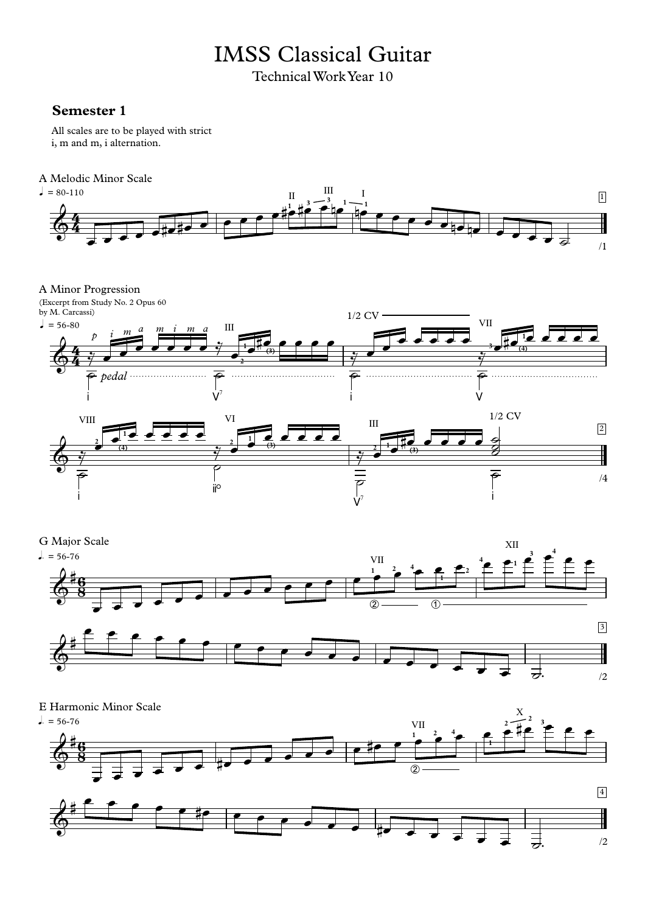# IMSS Classical Guitar

Technical Work Year 10

## Semester 1

All scales are to be played with strict i, m and m, i alternation.

### A Melodic Minor Scale

♩ = 80-110

### A Minor Progression

(Excerpt from Study No. 2 Opus 60 by M. Carcassi)

♩ = 56-80

### G Major Scale

♩. = 56-76

### E Harmonic Minor Scale

♩. = 56-76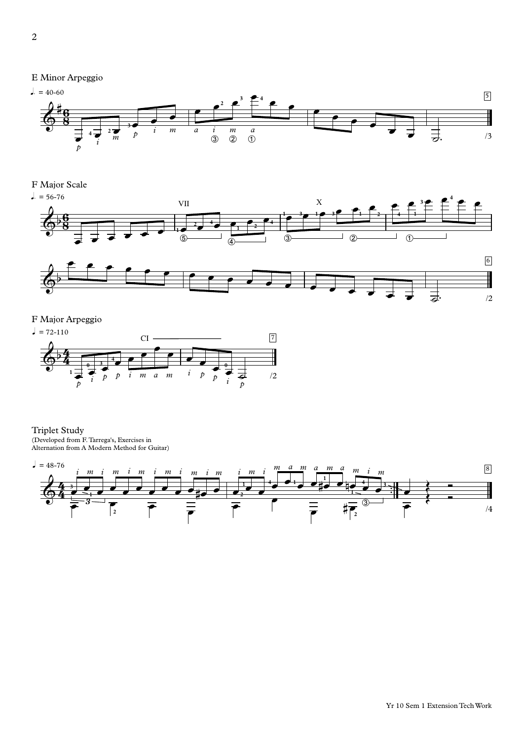## E Minor Arpeggio

♩. = 40-60

5

/3

## F Major Scale

♩. = 56-76

6

/2

## F Major Arpeggio

♩ = 72-110

7

/2

## Triplet Study

(Developed from F. Tarrega's, Exercises in Alternation from A Modern Method for Guitar)

♩ = 48-76

8

/4